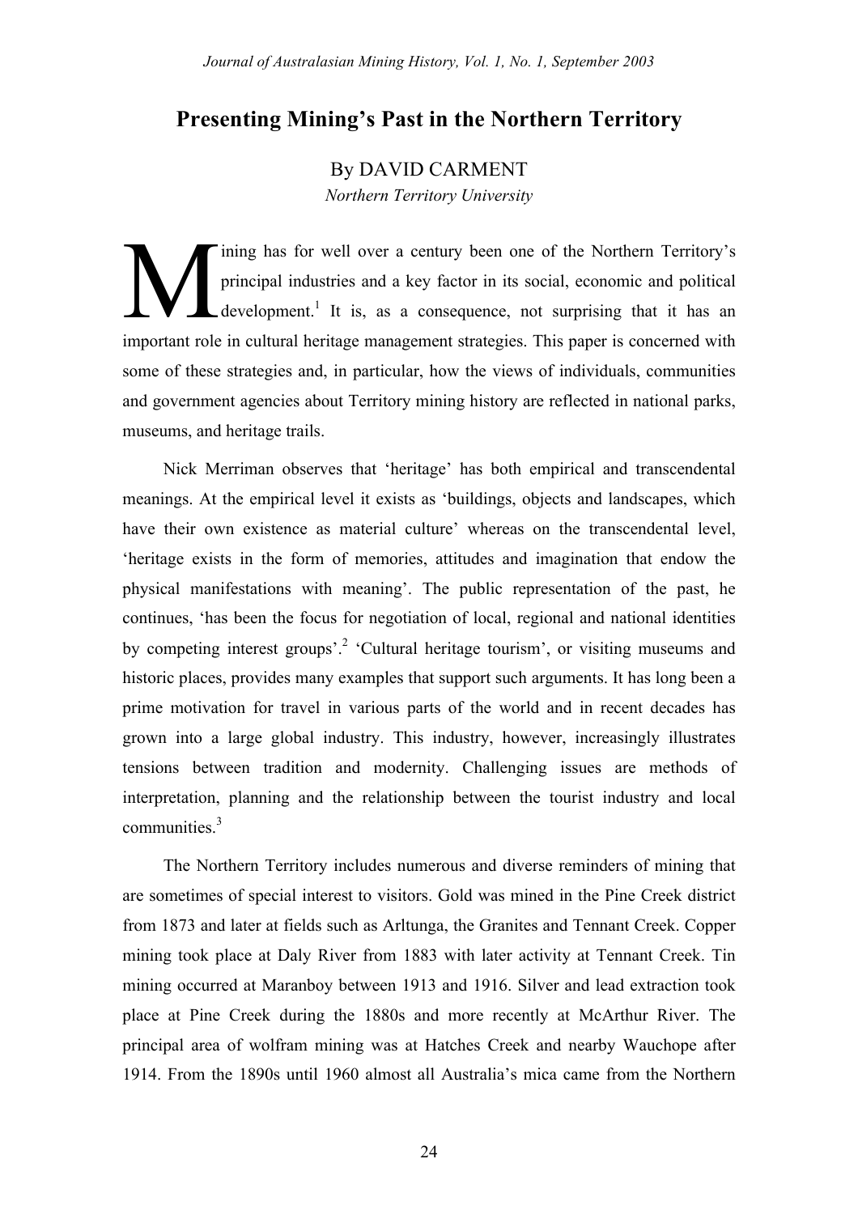# Presenting Mining's Past in the Northern Territory

By DAVID CARMENT

*Northern Territory University*

Mining has for well over a century been one of the Northern Territory's principal industries and a key factor in its social, economic and political development.[1] It is, as a consequence, not surprising that it has an important role in cultural heritage management strategies. This paper is concerned with some of these strategies and, in particular, how the views of individuals, communities and government agencies about Territory mining history are reflected in national parks, museums, and heritage trails.

Nick Merriman observes that 'heritage' has both empirical and transcendental meanings. At the empirical level it exists as 'buildings, objects and landscapes, which have their own existence as material culture' whereas on the transcendental level, 'heritage exists in the form of memories, attitudes and imagination that endow the physical manifestations with meaning'. The public representation of the past, he continues, 'has been the focus for negotiation of local, regional and national identities by competing interest groups'.[2] 'Cultural heritage tourism', or visiting museums and historic places, provides many examples that support such arguments. It has long been a prime motivation for travel in various parts of the world and in recent decades has grown into a large global industry. This industry, however, increasingly illustrates tensions between tradition and modernity. Challenging issues are methods of interpretation, planning and the relationship between the tourist industry and local communities.[3]

The Northern Territory includes numerous and diverse reminders of mining that are sometimes of special interest to visitors. Gold was mined in the Pine Creek district from 1873 and later at fields such as Arltunga, the Granites and Tennant Creek. Copper mining took place at Daly River from 1883 with later activity at Tennant Creek. Tin mining occurred at Maranboy between 1913 and 1916. Silver and lead extraction took place at Pine Creek during the 1880s and more recently at McArthur River. The principal area of wolfram mining was at Hatches Creek and nearby Wauchope after 1914. From the 1890s until 1960 almost all Australia's mica came from the Northern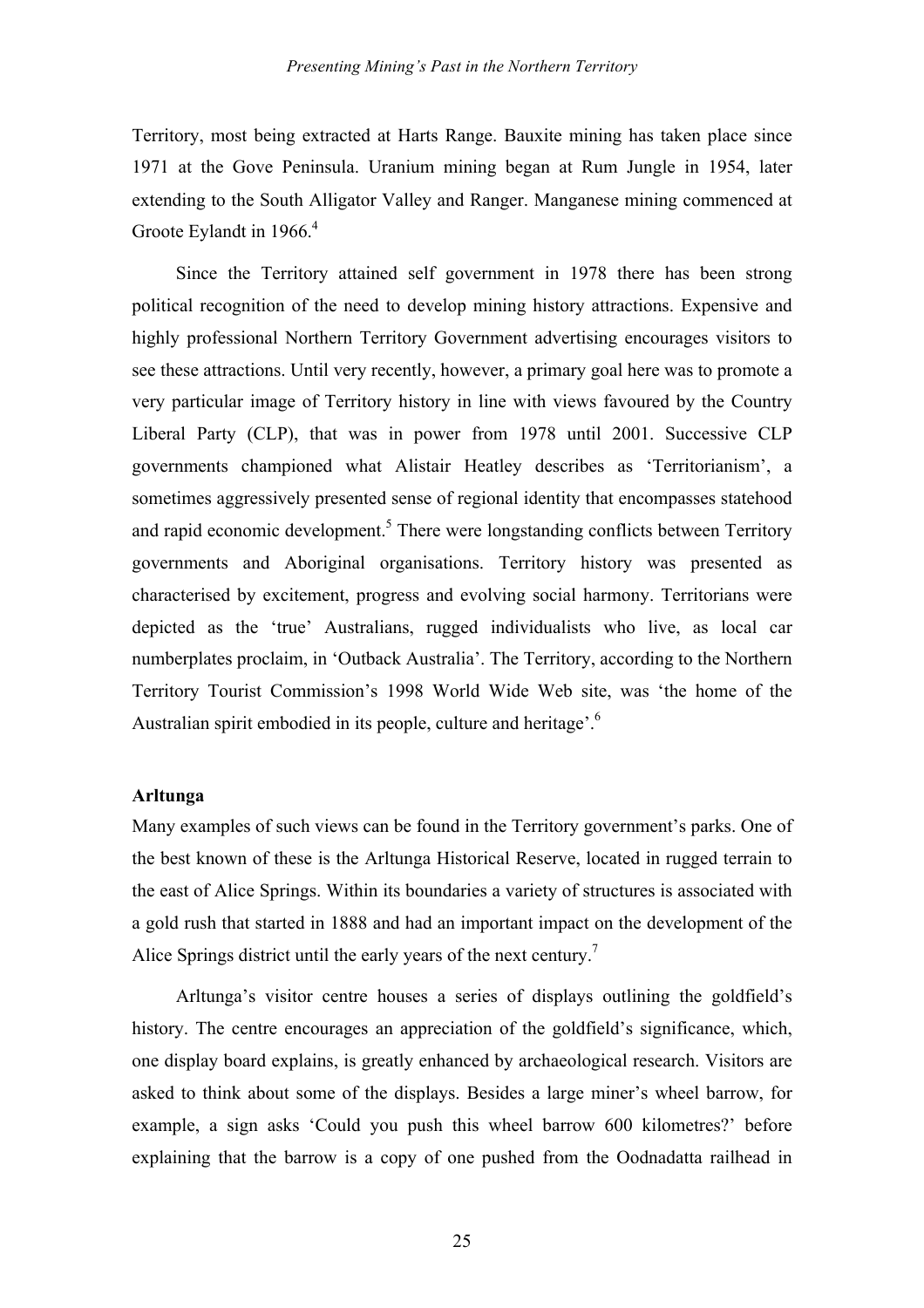Territory, most being extracted at Harts Range. Bauxite mining has taken place since 1971 at the Gove Peninsula. Uranium mining began at Rum Jungle in 1954, later extending to the South Alligator Valley and Ranger. Manganese mining commenced at Groote Eylandt in 1966.[4]

Since the Territory attained self government in 1978 there has been strong political recognition of the need to develop mining history attractions. Expensive and highly professional Northern Territory Government advertising encourages visitors to see these attractions. Until very recently, however, a primary goal here was to promote a very particular image of Territory history in line with views favoured by the Country Liberal Party (CLP), that was in power from 1978 until 2001. Successive CLP governments championed what Alistair Heatley describes as 'Territorianism', a sometimes aggressively presented sense of regional identity that encompasses statehood and rapid economic development.[5] There were longstanding conflicts between Territory governments and Aboriginal organisations. Territory history was presented as characterised by excitement, progress and evolving social harmony. Territorians were depicted as the 'true' Australians, rugged individualists who live, as local car numberplates proclaim, in 'Outback Australia'. The Territory, according to the Northern Territory Tourist Commission's 1998 World Wide Web site, was 'the home of the Australian spirit embodied in its people, culture and heritage'.[6]

**Arltunga**

Many examples of such views can be found in the Territory government's parks. One of the best known of these is the Arltunga Historical Reserve, located in rugged terrain to the east of Alice Springs. Within its boundaries a variety of structures is associated with a gold rush that started in 1888 and had an important impact on the development of the Alice Springs district until the early years of the next century.[7]

Arltunga's visitor centre houses a series of displays outlining the goldfield's history. The centre encourages an appreciation of the goldfield's significance, which, one display board explains, is greatly enhanced by archaeological research. Visitors are asked to think about some of the displays. Besides a large miner's wheel barrow, for example, a sign asks 'Could you push this wheel barrow 600 kilometres?' before explaining that the barrow is a copy of one pushed from the Oodnadatta railhead in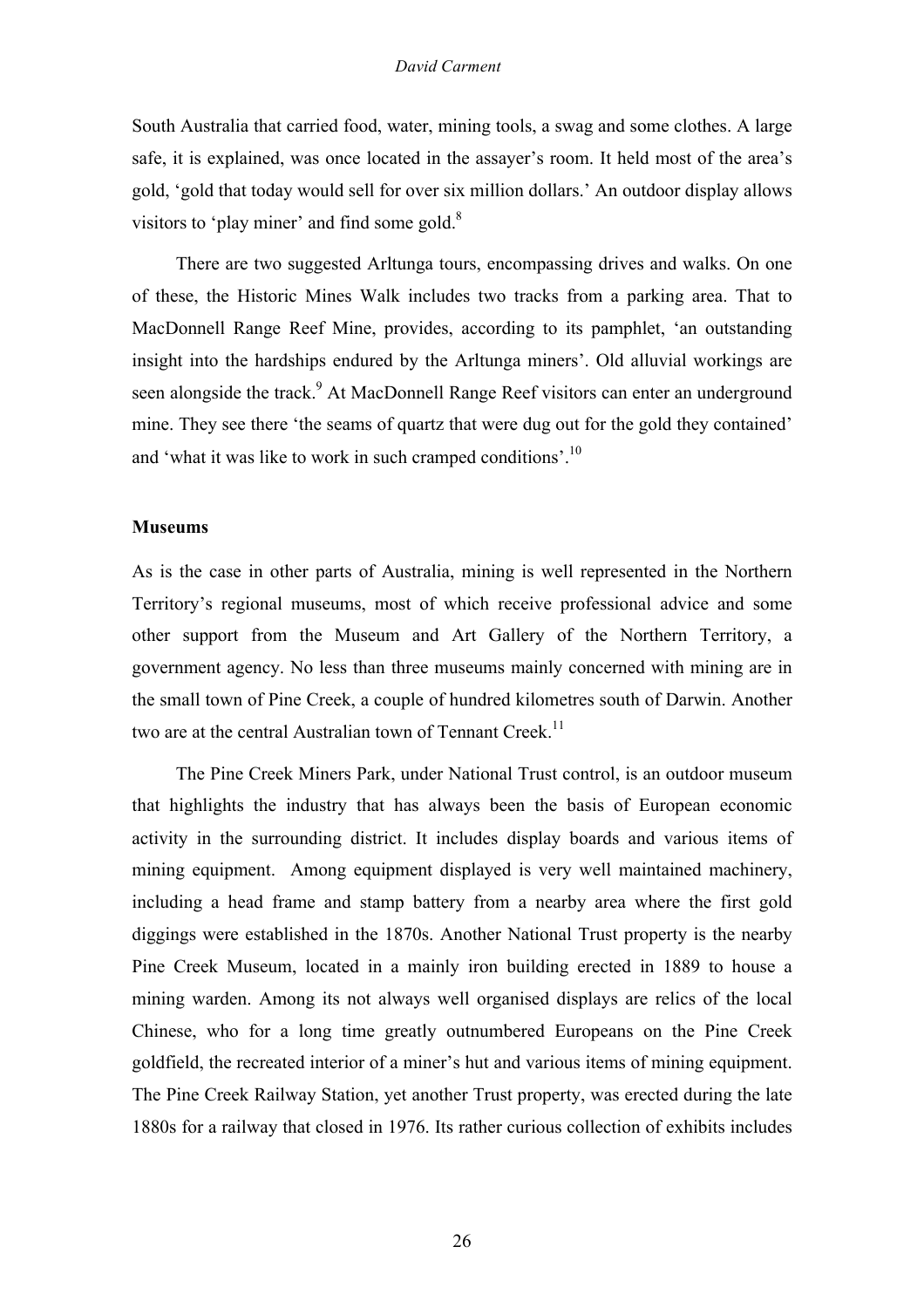South Australia that carried food, water, mining tools, a swag and some clothes. A large safe, it is explained, was once located in the assayer's room. It held most of the area's gold, 'gold that today would sell for over six million dollars.' An outdoor display allows visitors to 'play miner' and find some gold.[8]

There are two suggested Arltunga tours, encompassing drives and walks. On one of these, the Historic Mines Walk includes two tracks from a parking area. That to MacDonnell Range Reef Mine, provides, according to its pamphlet, 'an outstanding insight into the hardships endured by the Arltunga miners'. Old alluvial workings are seen alongside the track.[9] At MacDonnell Range Reef visitors can enter an underground mine. They see there 'the seams of quartz that were dug out for the gold they contained' and 'what it was like to work in such cramped conditions'.[10]

**Museums**

As is the case in other parts of Australia, mining is well represented in the Northern Territory's regional museums, most of which receive professional advice and some other support from the Museum and Art Gallery of the Northern Territory, a government agency. No less than three museums mainly concerned with mining are in the small town of Pine Creek, a couple of hundred kilometres south of Darwin. Another two are at the central Australian town of Tennant Creek.[11]

The Pine Creek Miners Park, under National Trust control, is an outdoor museum that highlights the industry that has always been the basis of European economic activity in the surrounding district. It includes display boards and various items of mining equipment. Among equipment displayed is very well maintained machinery, including a head frame and stamp battery from a nearby area where the first gold diggings were established in the 1870s. Another National Trust property is the nearby Pine Creek Museum, located in a mainly iron building erected in 1889 to house a mining warden. Among its not always well organised displays are relics of the local Chinese, who for a long time greatly outnumbered Europeans on the Pine Creek goldfield, the recreated interior of a miner's hut and various items of mining equipment. The Pine Creek Railway Station, yet another Trust property, was erected during the late 1880s for a railway that closed in 1976. Its rather curious collection of exhibits includes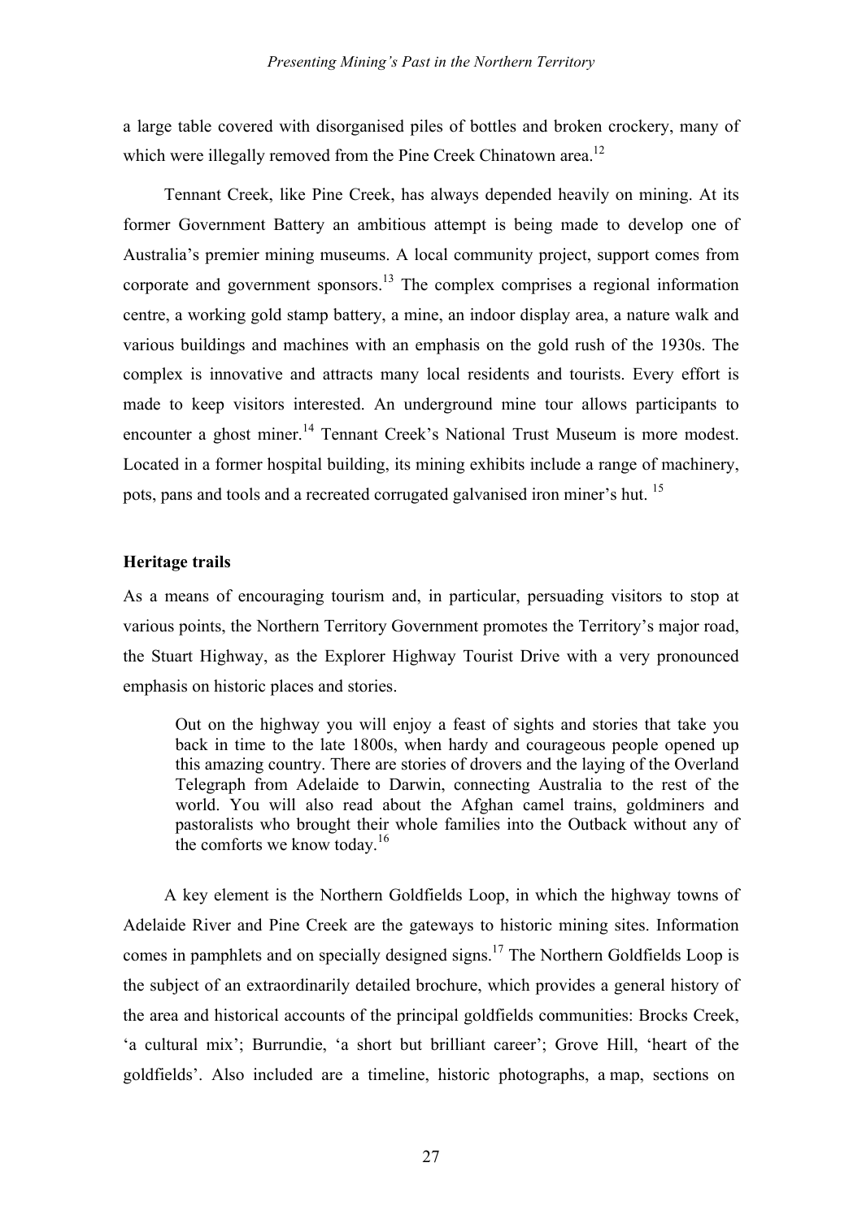a large table covered with disorganised piles of bottles and broken crockery, many of which were illegally removed from the Pine Creek Chinatown area.[12]

Tennant Creek, like Pine Creek, has always depended heavily on mining. At its former Government Battery an ambitious attempt is being made to develop one of Australia's premier mining museums. A local community project, support comes from corporate and government sponsors.[13] The complex comprises a regional information centre, a working gold stamp battery, a mine, an indoor display area, a nature walk and various buildings and machines with an emphasis on the gold rush of the 1930s. The complex is innovative and attracts many local residents and tourists. Every effort is made to keep visitors interested. An underground mine tour allows participants to encounter a ghost miner.[14] Tennant Creek's National Trust Museum is more modest. Located in a former hospital building, its mining exhibits include a range of machinery, pots, pans and tools and a recreated corrugated galvanised iron miner's hut.[15]

**Heritage trails**

As a means of encouraging tourism and, in particular, persuading visitors to stop at various points, the Northern Territory Government promotes the Territory's major road, the Stuart Highway, as the Explorer Highway Tourist Drive with a very pronounced emphasis on historic places and stories.

> Out on the highway you will enjoy a feast of sights and stories that take you back in time to the late 1800s, when hardy and courageous people opened up this amazing country. There are stories of drovers and the laying of the Overland Telegraph from Adelaide to Darwin, connecting Australia to the rest of the world. You will also read about the Afghan camel trains, goldminers and pastoralists who brought their whole families into the Outback without any of the comforts we know today.[16]

A key element is the Northern Goldfields Loop, in which the highway towns of Adelaide River and Pine Creek are the gateways to historic mining sites. Information comes in pamphlets and on specially designed signs.[17] The Northern Goldfields Loop is the subject of an extraordinarily detailed brochure, which provides a general history of the area and historical accounts of the principal goldfields communities: Brocks Creek, 'a cultural mix'; Burrundie, 'a short but brilliant career'; Grove Hill, 'heart of the goldfields'. Also included are a timeline, historic photographs, a map, sections on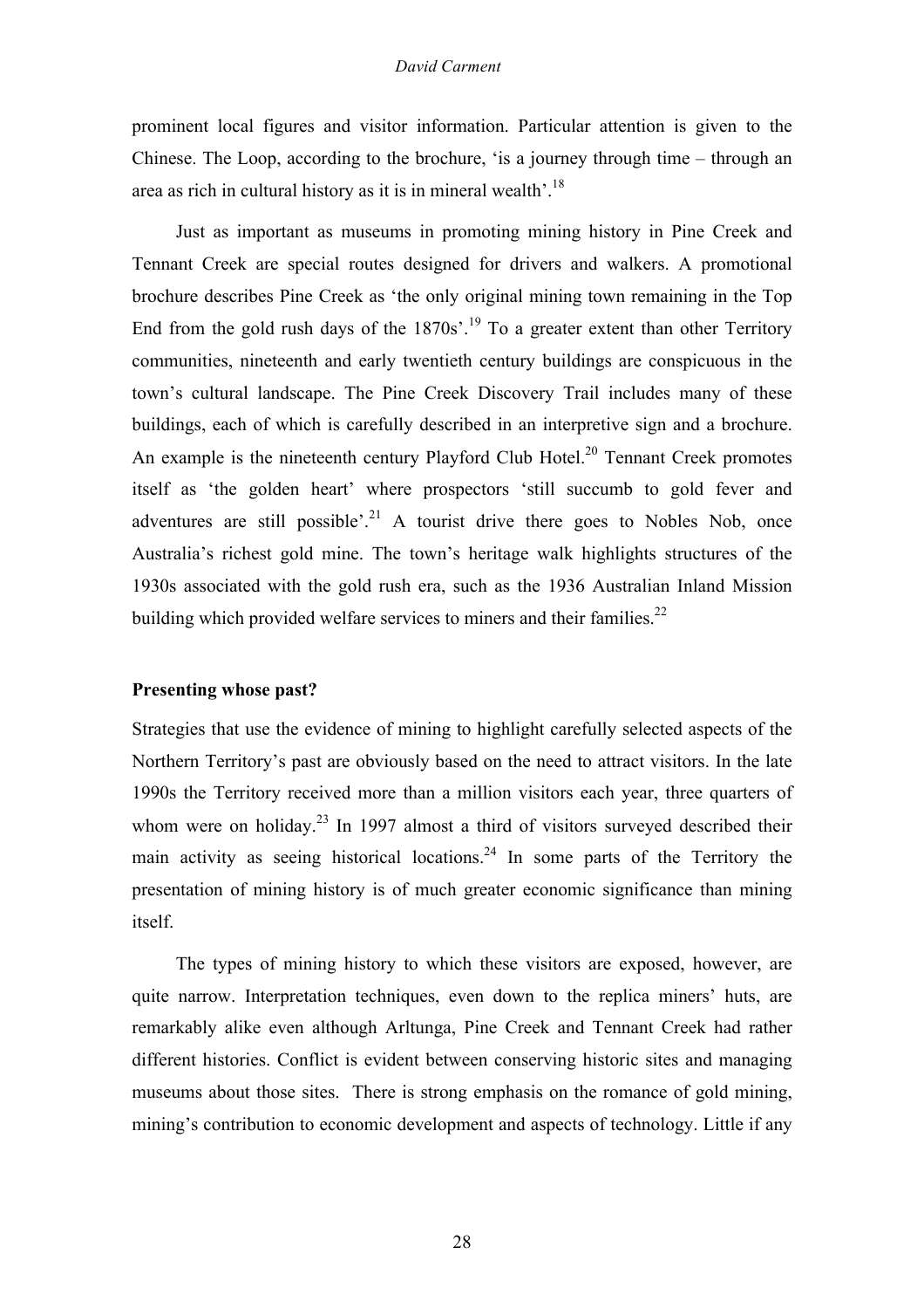prominent local figures and visitor information. Particular attention is given to the Chinese. The Loop, according to the brochure, 'is a journey through time – through an area as rich in cultural history as it is in mineral wealth'.[18]

Just as important as museums in promoting mining history in Pine Creek and Tennant Creek are special routes designed for drivers and walkers. A promotional brochure describes Pine Creek as 'the only original mining town remaining in the Top End from the gold rush days of the 1870s'.[19] To a greater extent than other Territory communities, nineteenth and early twentieth century buildings are conspicuous in the town's cultural landscape. The Pine Creek Discovery Trail includes many of these buildings, each of which is carefully described in an interpretive sign and a brochure. An example is the nineteenth century Playford Club Hotel.[20] Tennant Creek promotes itself as 'the golden heart' where prospectors 'still succumb to gold fever and adventures are still possible'.[21] A tourist drive there goes to Nobles Nob, once Australia's richest gold mine. The town's heritage walk highlights structures of the 1930s associated with the gold rush era, such as the 1936 Australian Inland Mission building which provided welfare services to miners and their families.[22]

**Presenting whose past?**

Strategies that use the evidence of mining to highlight carefully selected aspects of the Northern Territory's past are obviously based on the need to attract visitors. In the late 1990s the Territory received more than a million visitors each year, three quarters of whom were on holiday.[23] In 1997 almost a third of visitors surveyed described their main activity as seeing historical locations.[24] In some parts of the Territory the presentation of mining history is of much greater economic significance than mining itself.

The types of mining history to which these visitors are exposed, however, are quite narrow. Interpretation techniques, even down to the replica miners' huts, are remarkably alike even although Arltunga, Pine Creek and Tennant Creek had rather different histories. Conflict is evident between conserving historic sites and managing museums about those sites. There is strong emphasis on the romance of gold mining, mining's contribution to economic development and aspects of technology. Little if any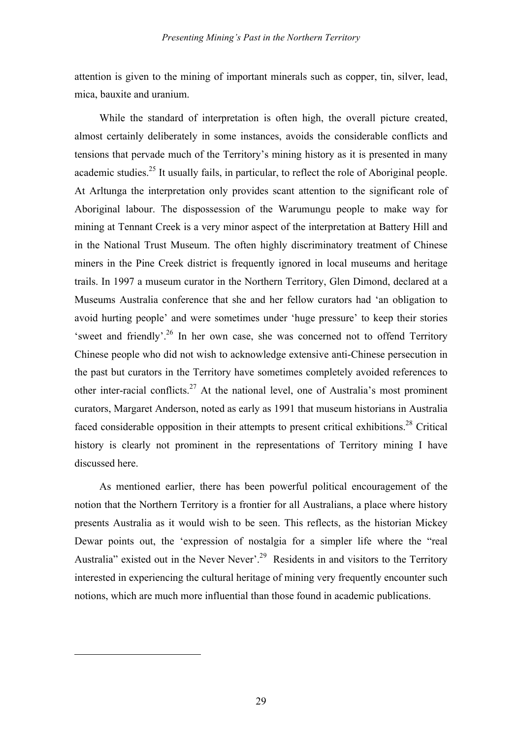attention is given to the mining of important minerals such as copper, tin, silver, lead, mica, bauxite and uranium.

While the standard of interpretation is often high, the overall picture created, almost certainly deliberately in some instances, avoids the considerable conflicts and tensions that pervade much of the Territory's mining history as it is presented in many academic studies.[25] It usually fails, in particular, to reflect the role of Aboriginal people. At Arltunga the interpretation only provides scant attention to the significant role of Aboriginal labour. The dispossession of the Warumungu people to make way for mining at Tennant Creek is a very minor aspect of the interpretation at Battery Hill and in the National Trust Museum. The often highly discriminatory treatment of Chinese miners in the Pine Creek district is frequently ignored in local museums and heritage trails. In 1997 a museum curator in the Northern Territory, Glen Dimond, declared at a Museums Australia conference that she and her fellow curators had 'an obligation to avoid hurting people' and were sometimes under 'huge pressure' to keep their stories 'sweet and friendly'.[26] In her own case, she was concerned not to offend Territory Chinese people who did not wish to acknowledge extensive anti-Chinese persecution in the past but curators in the Territory have sometimes completely avoided references to other inter-racial conflicts.[27] At the national level, one of Australia's most prominent curators, Margaret Anderson, noted as early as 1991 that museum historians in Australia faced considerable opposition in their attempts to present critical exhibitions.[28] Critical history is clearly not prominent in the representations of Territory mining I have discussed here.

As mentioned earlier, there has been powerful political encouragement of the notion that the Northern Territory is a frontier for all Australians, a place where history presents Australia as it would wish to be seen. This reflects, as the historian Mickey Dewar points out, the 'expression of nostalgia for a simpler life where the "real Australia" existed out in the Never Never'.[29] Residents in and visitors to the Territory interested in experiencing the cultural heritage of mining very frequently encounter such notions, which are much more influential than those found in academic publications.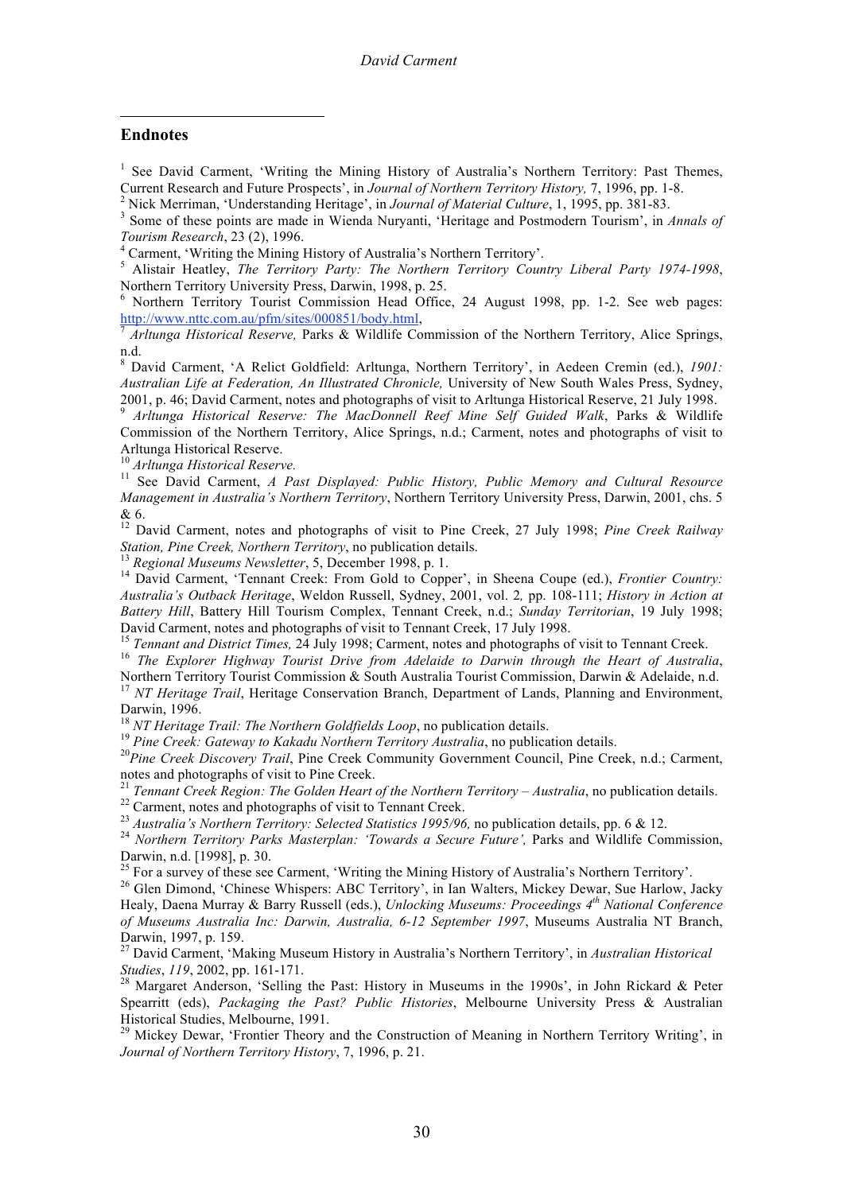## Endnotes

[1] See David Carment, 'Writing the Mining History of Australia's Northern Territory: Past Themes, Current Research and Future Prospects', in *Journal of Northern Territory History,* 7, 1996, pp. 1-8.

[2] Nick Merriman, 'Understanding Heritage', in *Journal of Material Culture*, 1, 1995, pp. 381-83.

[3] Some of these points are made in Wienda Nuryanti, 'Heritage and Postmodern Tourism', in *Annals of Tourism Research*, 23 (2), 1996.

[4] Carment, 'Writing the Mining History of Australia's Northern Territory'.

[5] Alistair Heatley, *The Territory Party: The Northern Territory Country Liberal Party 1974-1998*, Northern Territory University Press, Darwin, 1998, p. 25.

[6] Northern Territory Tourist Commission Head Office, 24 August 1998, pp. 1-2. See web pages: http://www.nttc.com.au/pfm/sites/000851/body.html,

[7] *Arltunga Historical Reserve,* Parks & Wildlife Commission of the Northern Territory, Alice Springs, n.d.

[8] David Carment, 'A Relict Goldfield: Arltunga, Northern Territory', in Aedeen Cremin (ed.), *1901: Australian Life at Federation, An Illustrated Chronicle,* University of New South Wales Press, Sydney, 2001, p. 46; David Carment, notes and photographs of visit to Arltunga Historical Reserve, 21 July 1998.

[9] *Arltunga Historical Reserve: The MacDonnell Reef Mine Self Guided Walk*, Parks & Wildlife Commission of the Northern Territory, Alice Springs, n.d.; Carment, notes and photographs of visit to Arltunga Historical Reserve.

[10] *Arltunga Historical Reserve.*

[11] See David Carment, *A Past Displayed: Public History, Public Memory and Cultural Resource Management in Australia's Northern Territory*, Northern Territory University Press, Darwin, 2001, chs. 5 & 6.

[12] David Carment, notes and photographs of visit to Pine Creek, 27 July 1998; *Pine Creek Railway Station, Pine Creek, Northern Territory*, no publication details.

[13] *Regional Museums Newsletter*, 5, December 1998, p. 1.

[14] David Carment, 'Tennant Creek: From Gold to Copper', in Sheena Coupe (ed.), *Frontier Country: Australia's Outback Heritage*, Weldon Russell, Sydney, 2001, vol. 2*,* pp. 108-111; *History in Action at Battery Hill*, Battery Hill Tourism Complex, Tennant Creek, n.d.; *Sunday Territorian*, 19 July 1998; David Carment, notes and photographs of visit to Tennant Creek, 17 July 1998.

[15] *Tennant and District Times,* 24 July 1998; Carment, notes and photographs of visit to Tennant Creek.

[16] *The Explorer Highway Tourist Drive from Adelaide to Darwin through the Heart of Australia*, Northern Territory Tourist Commission & South Australia Tourist Commission, Darwin & Adelaide, n.d.

[17] *NT Heritage Trail*, Heritage Conservation Branch, Department of Lands, Planning and Environment, Darwin, 1996.

[18] *NT Heritage Trail: The Northern Goldfields Loop*, no publication details.

[19] *Pine Creek: Gateway to Kakadu Northern Territory Australia*, no publication details.

[20] *Pine Creek Discovery Trail*, Pine Creek Community Government Council, Pine Creek, n.d.; Carment, notes and photographs of visit to Pine Creek.

[21] *Tennant Creek Region: The Golden Heart of the Northern Territory – Australia*, no publication details.

[22] Carment, notes and photographs of visit to Tennant Creek.

[23] *Australia's Northern Territory: Selected Statistics 1995/96,* no publication details, pp. 6 & 12.

[24] *Northern Territory Parks Masterplan: 'Towards a Secure Future',* Parks and Wildlife Commission, Darwin, n.d. [1998], p. 30.

[25] For a survey of these see Carment, 'Writing the Mining History of Australia's Northern Territory'.

[26] Glen Dimond, 'Chinese Whispers: ABC Territory', in Ian Walters, Mickey Dewar, Sue Harlow, Jacky Healy, Daena Murray & Barry Russell (eds.), *Unlocking Museums: Proceedings 4th National Conference of Museums Australia Inc: Darwin, Australia, 6-12 September 1997*, Museums Australia NT Branch, Darwin, 1997, p. 159.

[27] David Carment, 'Making Museum History in Australia's Northern Territory', in *Australian Historical Studies*, *119*, 2002, pp. 161-171.

[28] Margaret Anderson, 'Selling the Past: History in Museums in the 1990s', in John Rickard & Peter Spearritt (eds), *Packaging the Past? Public Histories*, Melbourne University Press & Australian Historical Studies, Melbourne, 1991.

[29] Mickey Dewar, 'Frontier Theory and the Construction of Meaning in Northern Territory Writing', in *Journal of Northern Territory History*, 7, 1996, p. 21.